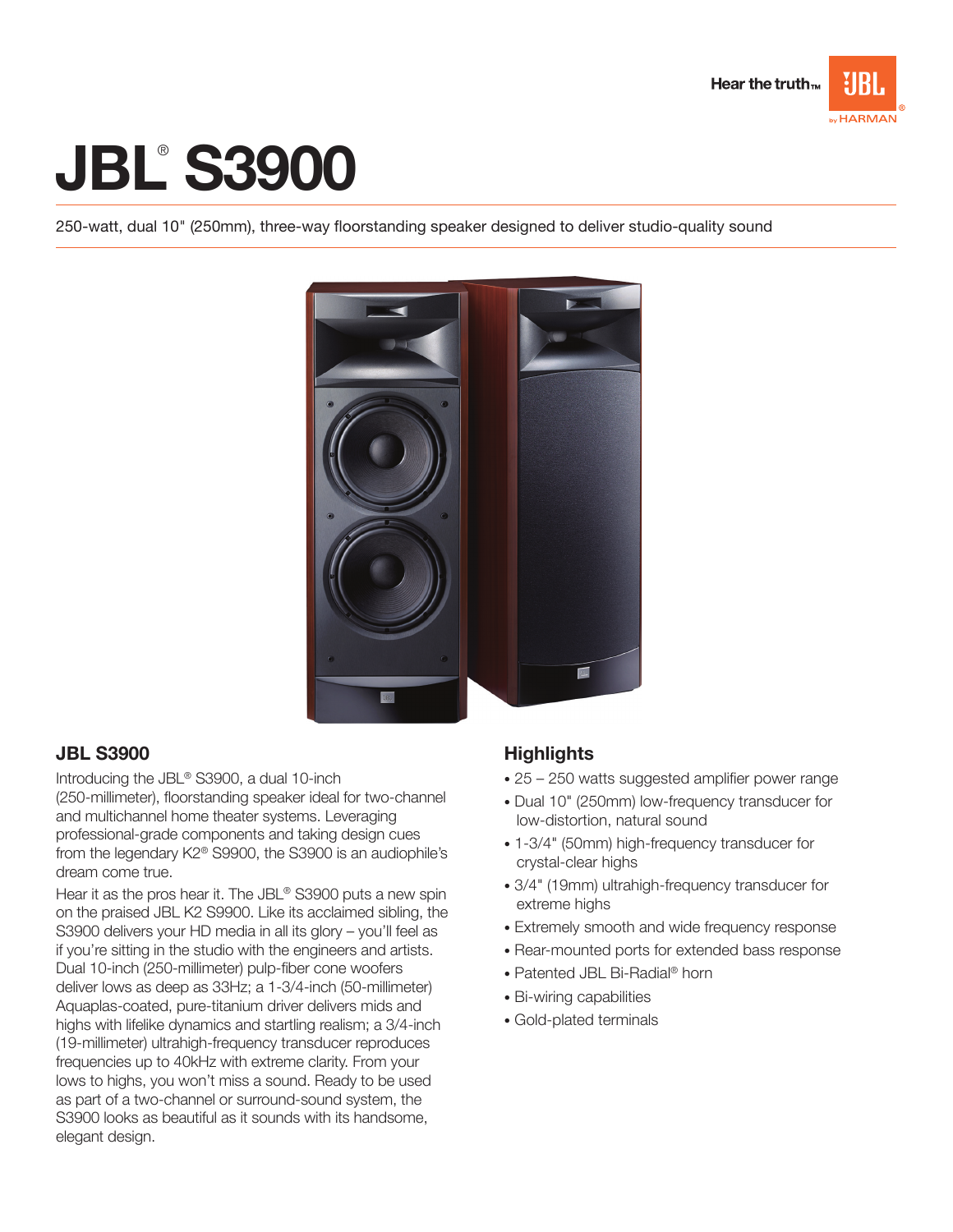Hear the truth™ JBL by HARMAN

# JBL® S3900

250-watt, dual 10" (250mm), three-way floorstanding speaker designed to deliver studio-quality sound

## JBL S3900

Introducing the JBL® S3900, a dual 10-inch (250-millimeter), floorstanding speaker ideal for two-channel and multichannel home theater systems. Leveraging professional-grade components and taking design cues from the legendary K2® S9900, the S3900 is an audiophile's dream come true.

Hear it as the pros hear it. The JBL® S3900 puts a new spin on the praised JBL K2 S9900. Like its acclaimed sibling, the S3900 delivers your HD media in all its glory – you'll feel as if you're sitting in the studio with the engineers and artists. Dual 10-inch (250-millimeter) pulp-fiber cone woofers deliver lows as deep as 33Hz; a 1-3/4-inch (50-millimeter) Aquaplas-coated, pure-titanium driver delivers mids and highs with lifelike dynamics and startling realism; a 3/4-inch (19-millimeter) ultrahigh-frequency transducer reproduces frequencies up to 40kHz with extreme clarity. From your lows to highs, you won't miss a sound. Ready to be used as part of a two-channel or surround-sound system, the S3900 looks as beautiful as it sounds with its handsome, elegant design.

## Highlights

- 25 – 250 watts suggested amplifier power range
- Dual 10" (250mm) low-frequency transducer for low-distortion, natural sound
- 1-3/4" (50mm) high-frequency transducer for crystal-clear highs
- 3/4" (19mm) ultrahigh-frequency transducer for extreme highs
- Extremely smooth and wide frequency response
- Rear-mounted ports for extended bass response
- Patented JBL Bi-Radial® horn
- Bi-wiring capabilities
- Gold-plated terminals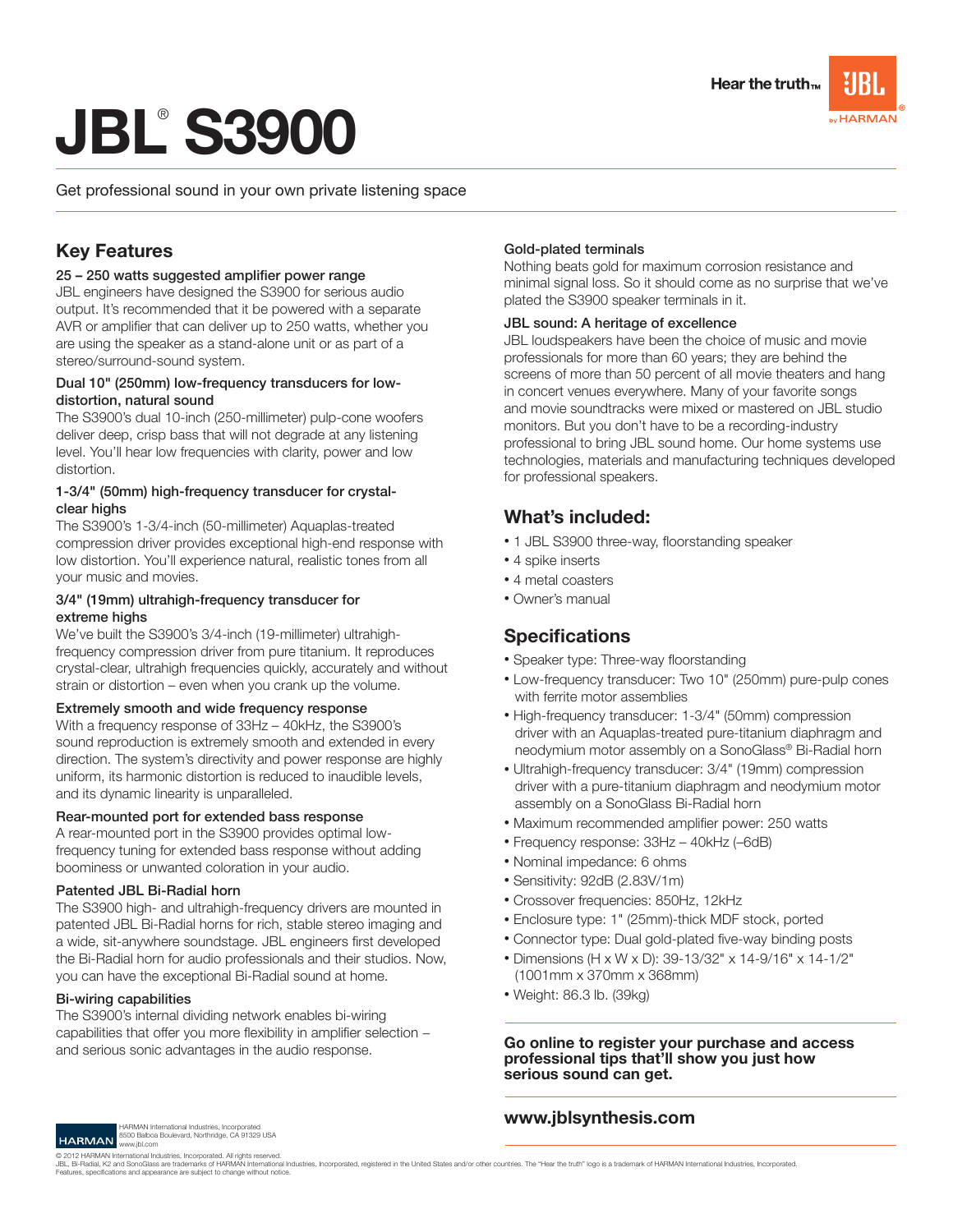# JBL® S3900

Hear the truth™ JBL by HARMAN

Get professional sound in your own private listening space

## Key Features

### 25 – 250 watts suggested amplifier power range

JBL engineers have designed the S3900 for serious audio output. It's recommended that it be powered with a separate AVR or amplifier that can deliver up to 250 watts, whether you are using the speaker as a stand-alone unit or as part of a stereo/surround-sound system.

### Dual 10" (250mm) low-frequency transducers for low-distortion, natural sound

The S3900's dual 10-inch (250-millimeter) pulp-cone woofers deliver deep, crisp bass that will not degrade at any listening level. You'll hear low frequencies with clarity, power and low distortion.

### 1-3/4" (50mm) high-frequency transducer for crystal-clear highs

The S3900's 1-3/4-inch (50-millimeter) Aquaplas-treated compression driver provides exceptional high-end response with low distortion. You'll experience natural, realistic tones from all your music and movies.

### 3/4" (19mm) ultrahigh-frequency transducer for extreme highs

We've built the S3900's 3/4-inch (19-millimeter) ultrahigh-frequency compression driver from pure titanium. It reproduces crystal-clear, ultrahigh frequencies quickly, accurately and without strain or distortion – even when you crank up the volume.

### Extremely smooth and wide frequency response

With a frequency response of 33Hz – 40kHz, the S3900's sound reproduction is extremely smooth and extended in every direction. The system's directivity and power response are highly uniform, its harmonic distortion is reduced to inaudible levels, and its dynamic linearity is unparalleled.

### Rear-mounted port for extended bass response

A rear-mounted port in the S3900 provides optimal low-frequency tuning for extended bass response without adding boominess or unwanted coloration in your audio.

### Patented JBL Bi-Radial horn

The S3900 high- and ultrahigh-frequency drivers are mounted in patented JBL Bi-Radial horns for rich, stable stereo imaging and a wide, sit-anywhere soundstage. JBL engineers first developed the Bi-Radial horn for audio professionals and their studios. Now, you can have the exceptional Bi-Radial sound at home.

### Bi-wiring capabilities

The S3900's internal dividing network enables bi-wiring capabilities that offer you more flexibility in amplifier selection – and serious sonic advantages in the audio response.

### Gold-plated terminals

Nothing beats gold for maximum corrosion resistance and minimal signal loss. So it should come as no surprise that we've plated the S3900 speaker terminals in it.

### JBL sound: A heritage of excellence

JBL loudspeakers have been the choice of music and movie professionals for more than 60 years; they are behind the screens of more than 50 percent of all movie theaters and hang in concert venues everywhere. Many of your favorite songs and movie soundtracks were mixed or mastered on JBL studio monitors. But you don't have to be a recording-industry professional to bring JBL sound home. Our home systems use technologies, materials and manufacturing techniques developed for professional speakers.

## What's included:

- 1 JBL S3900 three-way, floorstanding speaker
- 4 spike inserts
- 4 metal coasters
- Owner's manual

## Specifications

- Speaker type: Three-way floorstanding
- Low-frequency transducer: Two 10" (250mm) pure-pulp cones with ferrite motor assemblies
- High-frequency transducer: 1-3/4" (50mm) compression driver with an Aquaplas-treated pure-titanium diaphragm and neodymium motor assembly on a SonoGlass® Bi-Radial horn
- Ultrahigh-frequency transducer: 3/4" (19mm) compression driver with a pure-titanium diaphragm and neodymium motor assembly on a SonoGlass Bi-Radial horn
- Maximum recommended amplifier power: 250 watts
- Frequency response: 33Hz – 40kHz (–6dB)
- Nominal impedance: 6 ohms
- Sensitivity: 92dB (2.83V/1m)
- Crossover frequencies: 850Hz, 12kHz
- Enclosure type: 1" (25mm)-thick MDF stock, ported
- Connector type: Dual gold-plated five-way binding posts
- Dimensions (H x W x D): 39-13/32" x 14-9/16" x 14-1/2" (1001mm x 370mm x 368mm)
- Weight: 86.3 lb. (39kg)

**Go online to register your purchase and access professional tips that'll show you just how serious sound can get.**

**www.jblsynthesis.com**

HARMAN International Industries, Incorporated
8500 Balboa Boulevard, Northridge, CA 91329 USA
www.jbl.com

© 2012 HARMAN International Industries, Incorporated. All rights reserved.
JBL, Bi-Radial, K2 and SonoGlass are trademarks of HARMAN International Industries, Incorporated, registered in the United States and/or other countries. The "Hear the truth" logo is a trademark of HARMAN International Industries, Incorporated.
Features, specifications and appearance are subject to change without notice.